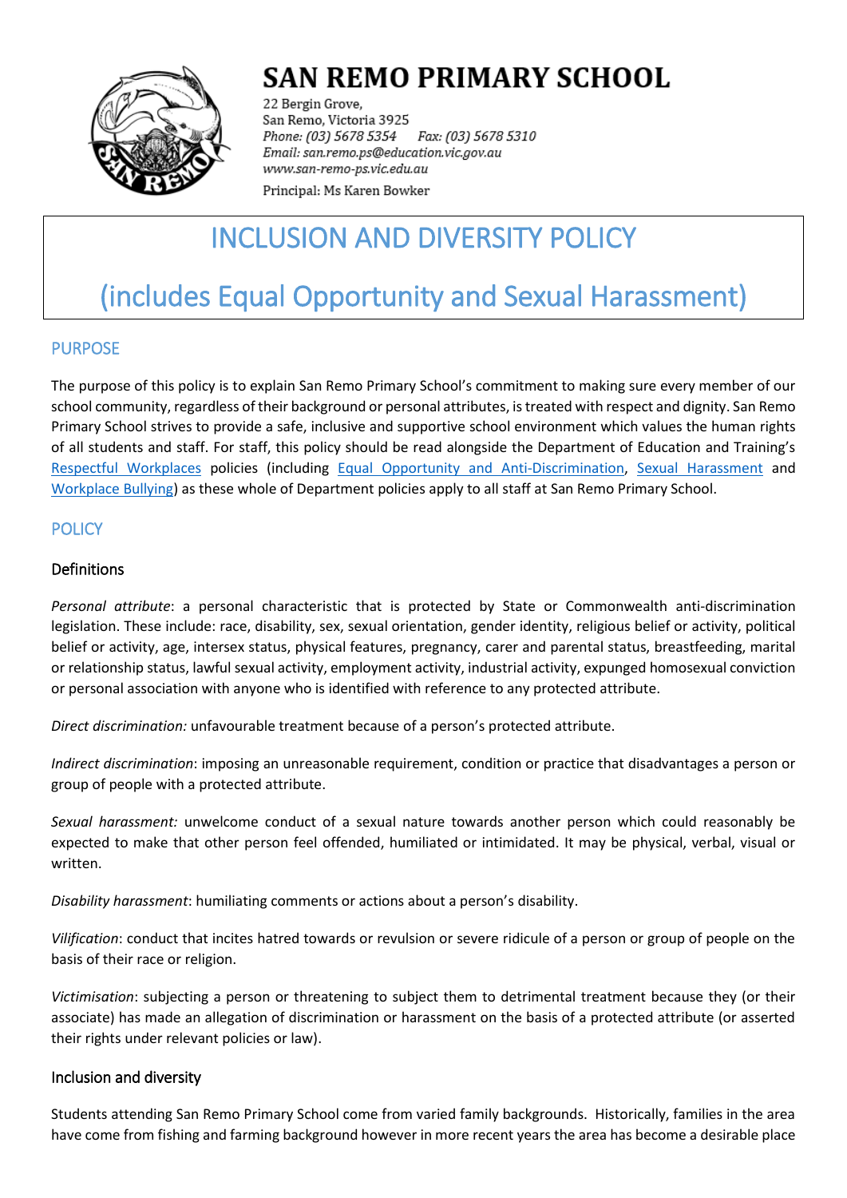# SAN REMO PRIMARY SCHOOL

22 Bergin Grove,
San Remo, Victoria 3925
*Phone: (03) 5678 5354 Fax: (03) 5678 5310*
*Email: san.remo.ps@education.vic.gov.au*
*www.san-remo-ps.vic.edu.au*
Principal: Ms Karen Bowker

# INCLUSION AND DIVERSITY POLICY

# (includes Equal Opportunity and Sexual Harassment)

## PURPOSE

The purpose of this policy is to explain San Remo Primary School's commitment to making sure every member of our school community, regardless of their background or personal attributes, is treated with respect and dignity. San Remo Primary School strives to provide a safe, inclusive and supportive school environment which values the human rights of all students and staff. For staff, this policy should be read alongside the Department of Education and Training's Respectful Workplaces policies (including Equal Opportunity and Anti-Discrimination, Sexual Harassment and Workplace Bullying) as these whole of Department policies apply to all staff at San Remo Primary School.

## POLICY

### Definitions

*Personal attribute*: a personal characteristic that is protected by State or Commonwealth anti-discrimination legislation. These include: race, disability, sex, sexual orientation, gender identity, religious belief or activity, political belief or activity, age, intersex status, physical features, pregnancy, carer and parental status, breastfeeding, marital or relationship status, lawful sexual activity, employment activity, industrial activity, expunged homosexual conviction or personal association with anyone who is identified with reference to any protected attribute.

*Direct discrimination:* unfavourable treatment because of a person's protected attribute.

*Indirect discrimination*: imposing an unreasonable requirement, condition or practice that disadvantages a person or group of people with a protected attribute.

*Sexual harassment:* unwelcome conduct of a sexual nature towards another person which could reasonably be expected to make that other person feel offended, humiliated or intimidated. It may be physical, verbal, visual or written.

*Disability harassment*: humiliating comments or actions about a person's disability.

*Vilification*: conduct that incites hatred towards or revulsion or severe ridicule of a person or group of people on the basis of their race or religion.

*Victimisation*: subjecting a person or threatening to subject them to detrimental treatment because they (or their associate) has made an allegation of discrimination or harassment on the basis of a protected attribute (or asserted their rights under relevant policies or law).

### Inclusion and diversity

Students attending San Remo Primary School come from varied family backgrounds. Historically, families in the area have come from fishing and farming background however in more recent years the area has become a desirable place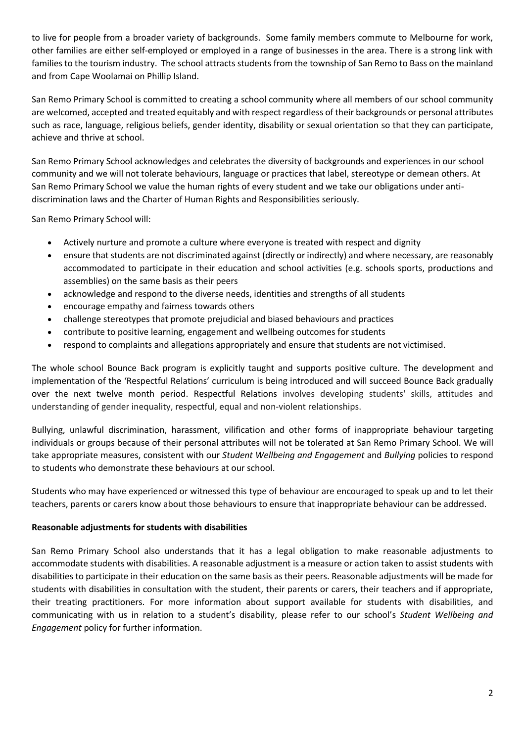to live for people from a broader variety of backgrounds. Some family members commute to Melbourne for work, other families are either self-employed or employed in a range of businesses in the area. There is a strong link with families to the tourism industry. The school attracts students from the township of San Remo to Bass on the mainland and from Cape Woolamai on Phillip Island.

San Remo Primary School is committed to creating a school community where all members of our school community are welcomed, accepted and treated equitably and with respect regardless of their backgrounds or personal attributes such as race, language, religious beliefs, gender identity, disability or sexual orientation so that they can participate, achieve and thrive at school.

San Remo Primary School acknowledges and celebrates the diversity of backgrounds and experiences in our school community and we will not tolerate behaviours, language or practices that label, stereotype or demean others. At San Remo Primary School we value the human rights of every student and we take our obligations under anti-discrimination laws and the Charter of Human Rights and Responsibilities seriously.

San Remo Primary School will:

- Actively nurture and promote a culture where everyone is treated with respect and dignity
- ensure that students are not discriminated against (directly or indirectly) and where necessary, are reasonably accommodated to participate in their education and school activities (e.g. schools sports, productions and assemblies) on the same basis as their peers
- acknowledge and respond to the diverse needs, identities and strengths of all students
- encourage empathy and fairness towards others
- challenge stereotypes that promote prejudicial and biased behaviours and practices
- contribute to positive learning, engagement and wellbeing outcomes for students
- respond to complaints and allegations appropriately and ensure that students are not victimised.

The whole school Bounce Back program is explicitly taught and supports positive culture. The development and implementation of the 'Respectful Relations' curriculum is being introduced and will succeed Bounce Back gradually over the next twelve month period. Respectful Relations involves developing students' skills, attitudes and understanding of gender inequality, respectful, equal and non-violent relationships.

Bullying, unlawful discrimination, harassment, vilification and other forms of inappropriate behaviour targeting individuals or groups because of their personal attributes will not be tolerated at San Remo Primary School. We will take appropriate measures, consistent with our *Student Wellbeing and Engagement* and *Bullying* policies to respond to students who demonstrate these behaviours at our school.

Students who may have experienced or witnessed this type of behaviour are encouraged to speak up and to let their teachers, parents or carers know about those behaviours to ensure that inappropriate behaviour can be addressed.

**Reasonable adjustments for students with disabilities**

San Remo Primary School also understands that it has a legal obligation to make reasonable adjustments to accommodate students with disabilities. A reasonable adjustment is a measure or action taken to assist students with disabilities to participate in their education on the same basis as their peers. Reasonable adjustments will be made for students with disabilities in consultation with the student, their parents or carers, their teachers and if appropriate, their treating practitioners. For more information about support available for students with disabilities, and communicating with us in relation to a student's disability, please refer to our school's *Student Wellbeing and Engagement* policy for further information.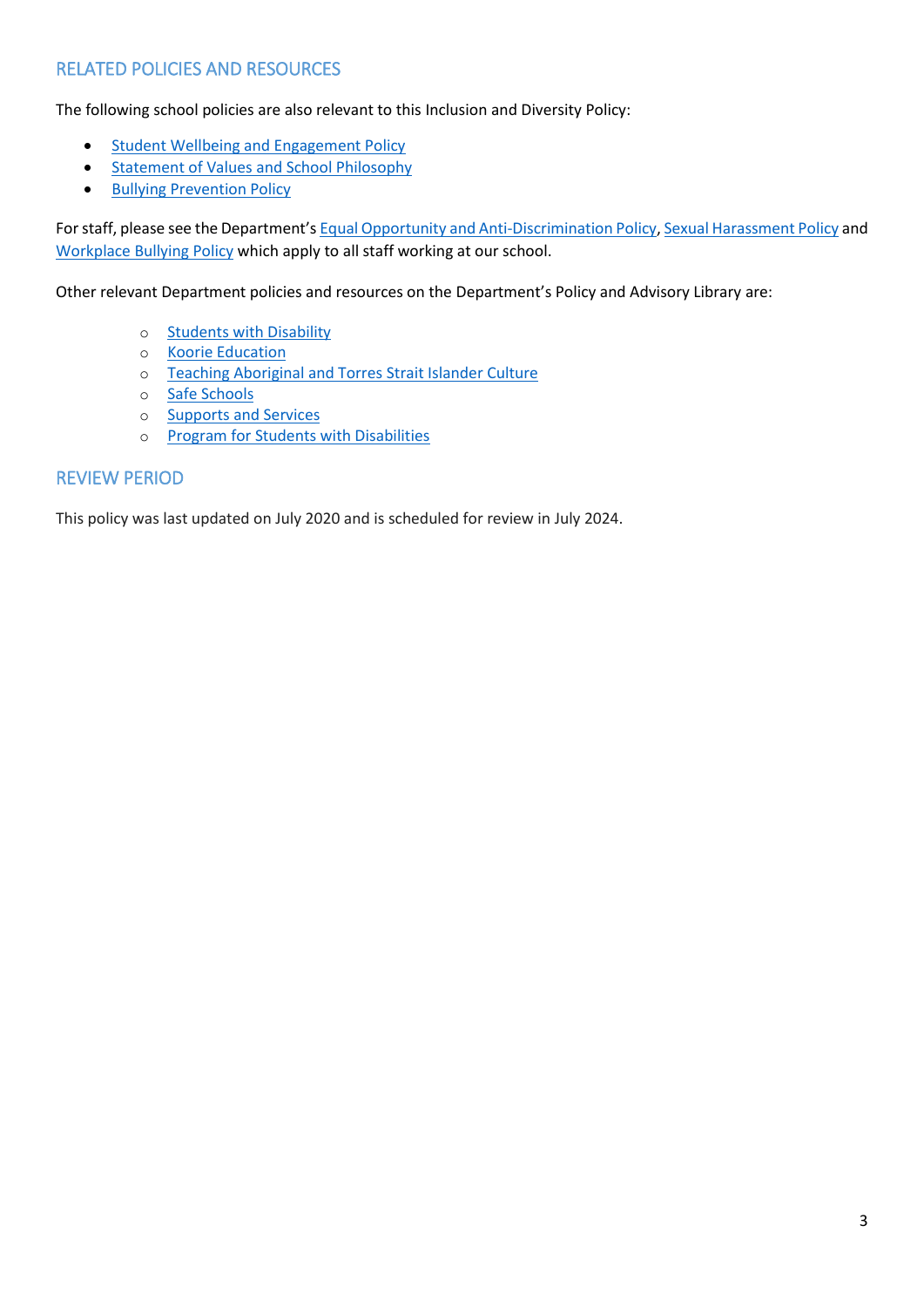## RELATED POLICIES AND RESOURCES

The following school policies are also relevant to this Inclusion and Diversity Policy:

- Student Wellbeing and Engagement Policy
- Statement of Values and School Philosophy
- Bullying Prevention Policy

For staff, please see the Department's Equal Opportunity and Anti-Discrimination Policy, Sexual Harassment Policy and Workplace Bullying Policy which apply to all staff working at our school.

Other relevant Department policies and resources on the Department's Policy and Advisory Library are:

- Students with Disability
- Koorie Education
- Teaching Aboriginal and Torres Strait Islander Culture
- Safe Schools
- Supports and Services
- Program for Students with Disabilities

## REVIEW PERIOD

This policy was last updated on July 2020 and is scheduled for review in July 2024.